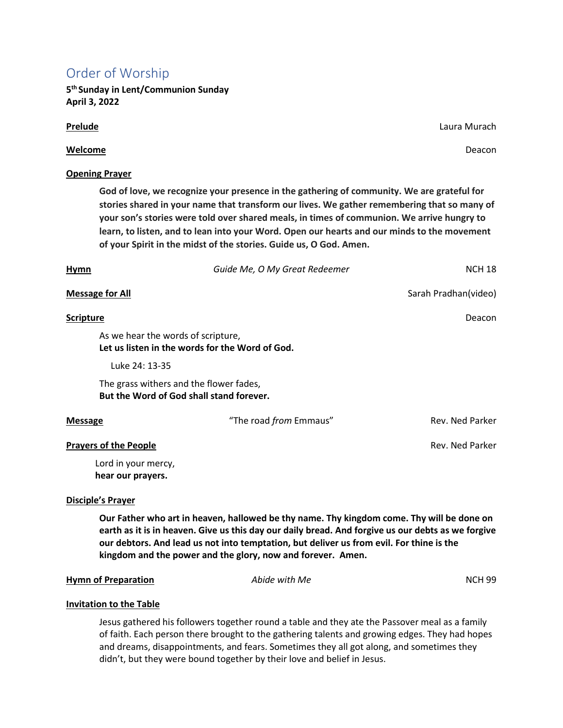# Order of Worship

**5th Sunday in Lent/Communion Sunday**
**April 3, 2022**

**Prelude** — Laura Murach

**Welcome** — Deacon

**Opening Prayer**

> **God of love, we recognize your presence in the gathering of community. We are grateful for stories shared in your name that transform our lives. We gather remembering that so many of your son's stories were told over shared meals, in times of communion. We arrive hungry to learn, to listen, and to lean into your Word. Open our hearts and our minds to the movement of your Spirit in the midst of the stories. Guide us, O God. Amen.**

**Hymn** — *Guide Me, O My Great Redeemer* — NCH 18

**Message for All** — Sarah Pradhan(video)

**Scripture** — Deacon

> As we hear the words of scripture,
> **Let us listen in the words for the Word of God.**
>
> Luke 24: 13-35
>
> The grass withers and the flower fades,
> **But the Word of God shall stand forever.**

**Message** — "The road *from* Emmaus" — Rev. Ned Parker

**Prayers of the People** — Rev. Ned Parker

> Lord in your mercy,
> **hear our prayers.**

**Disciple's Prayer**

> **Our Father who art in heaven, hallowed be thy name. Thy kingdom come. Thy will be done on earth as it is in heaven. Give us this day our daily bread. And forgive us our debts as we forgive our debtors. And lead us not into temptation, but deliver us from evil. For thine is the kingdom and the power and the glory, now and forever. Amen.**

**Hymn of Preparation** — *Abide with Me* — NCH 99

**Invitation to the Table**

> Jesus gathered his followers together round a table and they ate the Passover meal as a family of faith. Each person there brought to the gathering talents and growing edges. They had hopes and dreams, disappointments, and fears. Sometimes they all got along, and sometimes they didn't, but they were bound together by their love and belief in Jesus.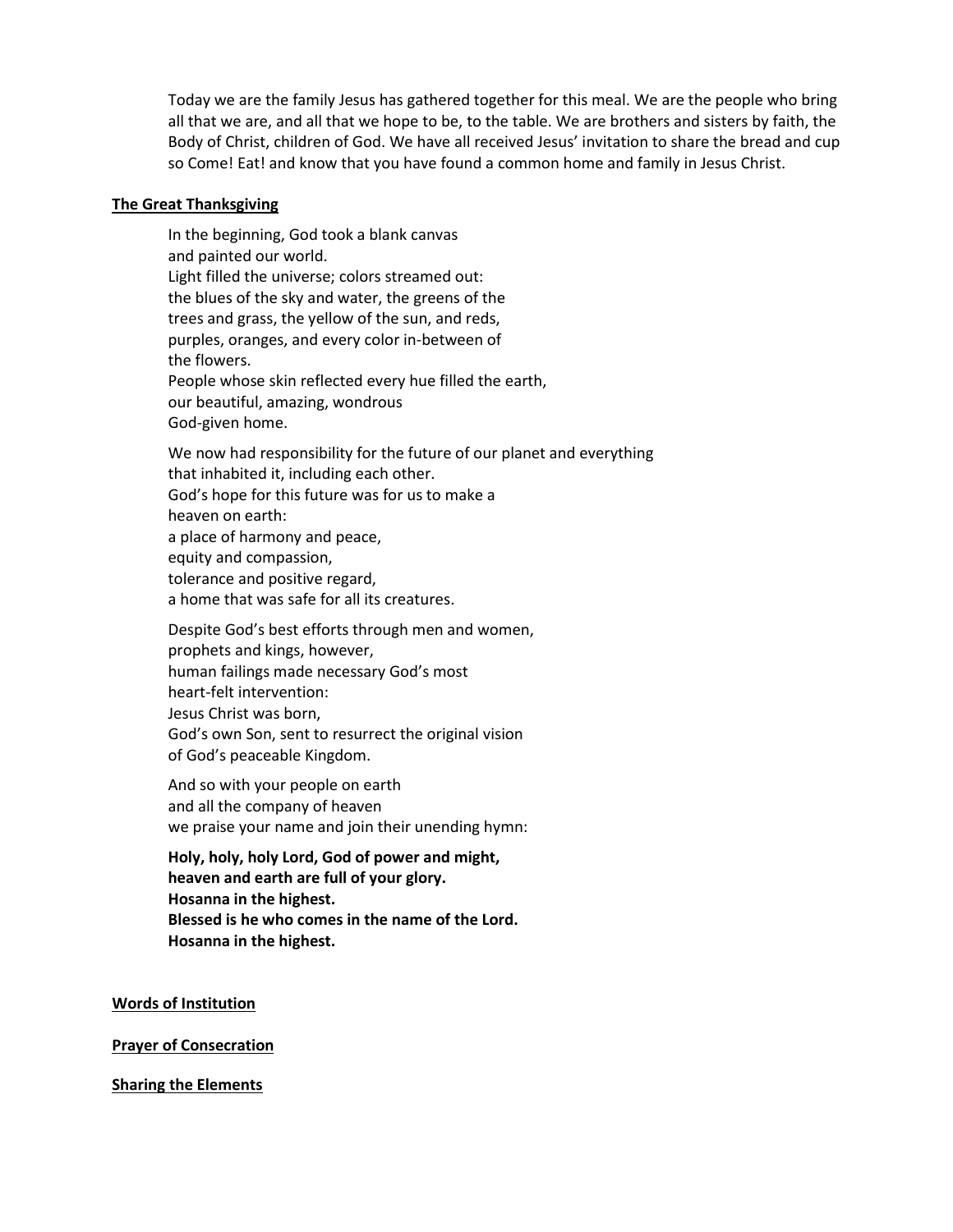Today we are the family Jesus has gathered together for this meal. We are the people who bring all that we are, and all that we hope to be, to the table. We are brothers and sisters by faith, the Body of Christ, children of God. We have all received Jesus' invitation to share the bread and cup so Come! Eat! and know that you have found a common home and family in Jesus Christ.

**The Great Thanksgiving**

In the beginning, God took a blank canvas
and painted our world.
Light filled the universe; colors streamed out:
the blues of the sky and water, the greens of the
trees and grass, the yellow of the sun, and reds,
purples, oranges, and every color in-between of
the flowers.
People whose skin reflected every hue filled the earth,
our beautiful, amazing, wondrous
God-given home.

We now had responsibility for the future of our planet and everything
that inhabited it, including each other.
God's hope for this future was for us to make a
heaven on earth:
a place of harmony and peace,
equity and compassion,
tolerance and positive regard,
a home that was safe for all its creatures.

Despite God's best efforts through men and women,
prophets and kings, however,
human failings made necessary God's most
heart-felt intervention:
Jesus Christ was born,
God's own Son, sent to resurrect the original vision
of God's peaceable Kingdom.

And so with your people on earth
and all the company of heaven
we praise your name and join their unending hymn:

**Holy, holy, holy Lord, God of power and might,**
**heaven and earth are full of your glory.**
**Hosanna in the highest.**
**Blessed is he who comes in the name of the Lord.**
**Hosanna in the highest.**

**Words of Institution**

**Prayer of Consecration**

**Sharing the Elements**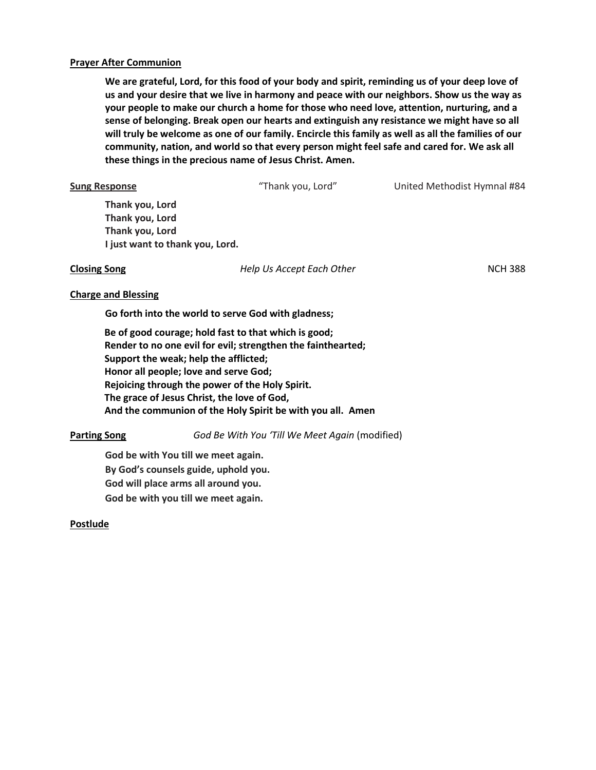**Prayer After Communion**

**We are grateful, Lord, for this food of your body and spirit, reminding us of your deep love of us and your desire that we live in harmony and peace with our neighbors. Show us the way as your people to make our church a home for those who need love, attention, nurturing, and a sense of belonging. Break open our hearts and extinguish any resistance we might have so all will truly be welcome as one of our family. Encircle this family as well as all the families of our community, nation, and world so that every person might feel safe and cared for. We ask all these things in the precious name of Jesus Christ. Amen.**

**Sung Response** "Thank you, Lord" United Methodist Hymnal #84

**Thank you, Lord**
**Thank you, Lord**
**Thank you, Lord**
**I just want to thank you, Lord.**

**Closing Song** *Help Us Accept Each Other* NCH 388

**Charge and Blessing**

**Go forth into the world to serve God with gladness;**

**Be of good courage; hold fast to that which is good;**
**Render to no one evil for evil; strengthen the fainthearted;**
**Support the weak; help the afflicted;**
**Honor all people; love and serve God;**
**Rejoicing through the power of the Holy Spirit.**
**The grace of Jesus Christ, the love of God,**
**And the communion of the Holy Spirit be with you all. Amen**

**Parting Song** *God Be With You 'Till We Meet Again* (modified)

**God be with You till we meet again.**
**By God's counsels guide, uphold you.**
**God will place arms all around you.**
**God be with you till we meet again.**

**Postlude**